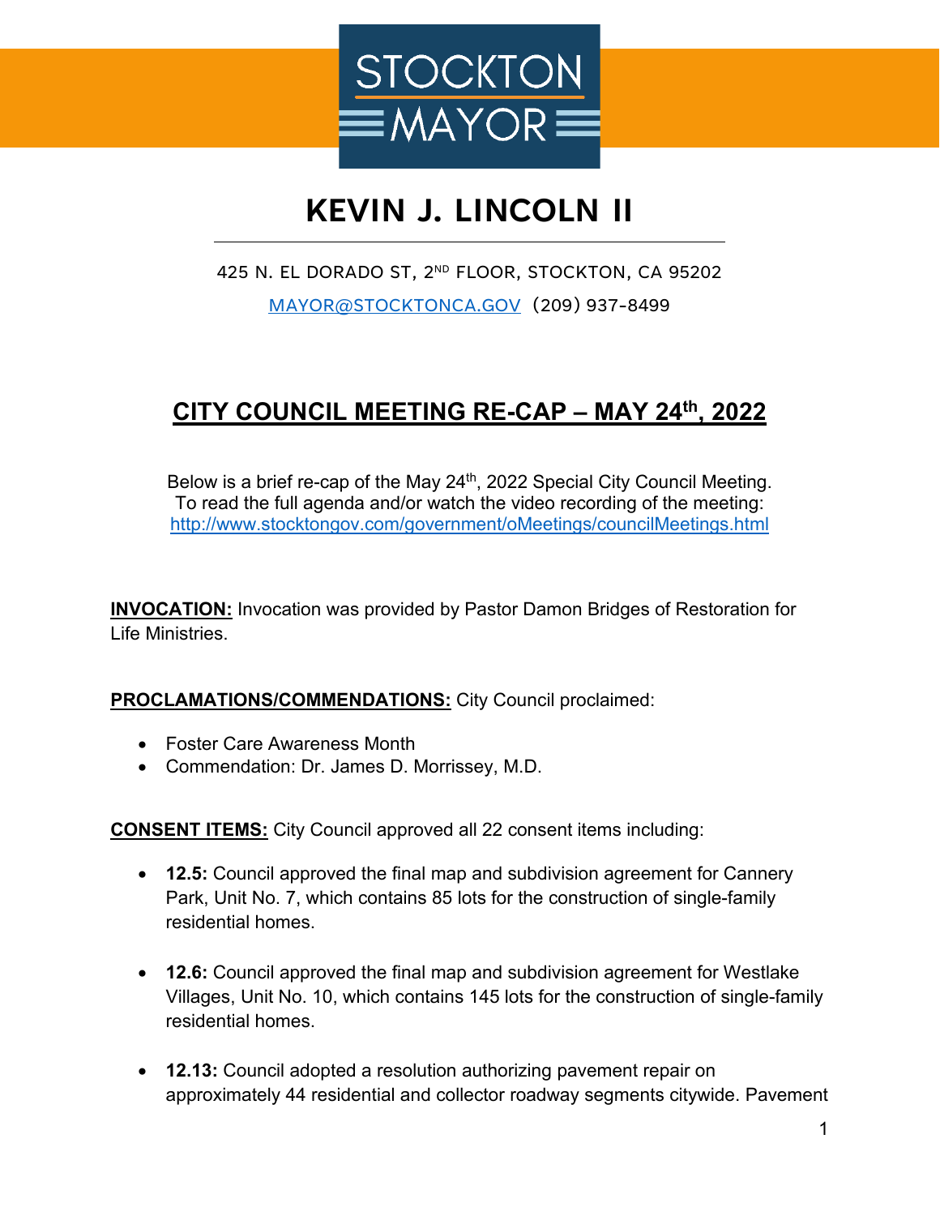STOCKTON MAYOR

# KEVIN J. LINCOLN II

425 N. EL DORADO ST, 2ND FLOOR, STOCKTON, CA 95202

MAYOR@STOCKTONCA.GOV (209) 937-8499

## CITY COUNCIL MEETING RE-CAP – MAY 24th, 2022

Below is a brief re-cap of the May 24th, 2022 Special City Council Meeting. To read the full agenda and/or watch the video recording of the meeting: http://www.stocktongov.com/government/oMeetings/councilMeetings.html

**INVOCATION:** Invocation was provided by Pastor Damon Bridges of Restoration for Life Ministries.

**PROCLAMATIONS/COMMENDATIONS:** City Council proclaimed:

- Foster Care Awareness Month
- Commendation: Dr. James D. Morrissey, M.D.

**CONSENT ITEMS:** City Council approved all 22 consent items including:

- **12.5:** Council approved the final map and subdivision agreement for Cannery Park, Unit No. 7, which contains 85 lots for the construction of single-family residential homes.
- **12.6:** Council approved the final map and subdivision agreement for Westlake Villages, Unit No. 10, which contains 145 lots for the construction of single-family residential homes.
- **12.13:** Council adopted a resolution authorizing pavement repair on approximately 44 residential and collector roadway segments citywide. Pavement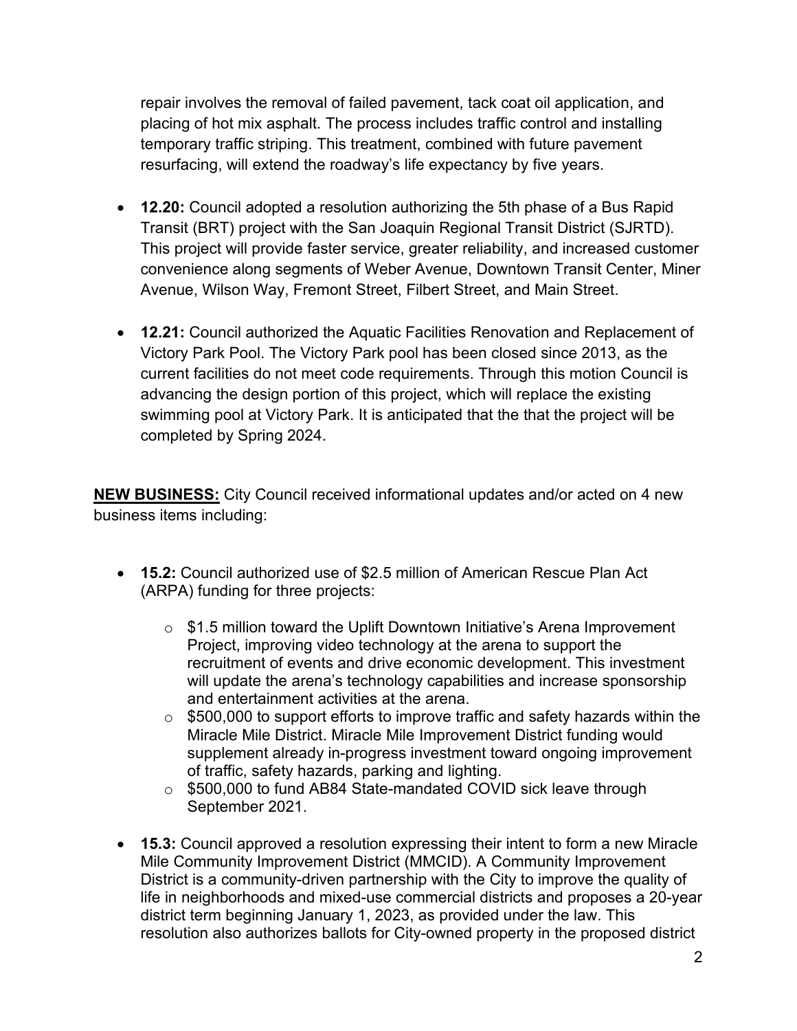repair involves the removal of failed pavement, tack coat oil application, and placing of hot mix asphalt. The process includes traffic control and installing temporary traffic striping. This treatment, combined with future pavement resurfacing, will extend the roadway's life expectancy by five years.

- **12.20:** Council adopted a resolution authorizing the 5th phase of a Bus Rapid Transit (BRT) project with the San Joaquin Regional Transit District (SJRTD). This project will provide faster service, greater reliability, and increased customer convenience along segments of Weber Avenue, Downtown Transit Center, Miner Avenue, Wilson Way, Fremont Street, Filbert Street, and Main Street.

- **12.21:** Council authorized the Aquatic Facilities Renovation and Replacement of Victory Park Pool. The Victory Park pool has been closed since 2013, as the current facilities do not meet code requirements. Through this motion Council is advancing the design portion of this project, which will replace the existing swimming pool at Victory Park. It is anticipated that the that the project will be completed by Spring 2024.

**NEW BUSINESS:** City Council received informational updates and/or acted on 4 new business items including:

- **15.2:** Council authorized use of $2.5 million of American Rescue Plan Act (ARPA) funding for three projects:
  - $1.5 million toward the Uplift Downtown Initiative's Arena Improvement Project, improving video technology at the arena to support the recruitment of events and drive economic development. This investment will update the arena's technology capabilities and increase sponsorship and entertainment activities at the arena.
  - $500,000 to support efforts to improve traffic and safety hazards within the Miracle Mile District. Miracle Mile Improvement District funding would supplement already in-progress investment toward ongoing improvement of traffic, safety hazards, parking and lighting.
  - $500,000 to fund AB84 State-mandated COVID sick leave through September 2021.

- **15.3:** Council approved a resolution expressing their intent to form a new Miracle Mile Community Improvement District (MMCID). A Community Improvement District is a community-driven partnership with the City to improve the quality of life in neighborhoods and mixed-use commercial districts and proposes a 20-year district term beginning January 1, 2023, as provided under the law. This resolution also authorizes ballots for City-owned property in the proposed district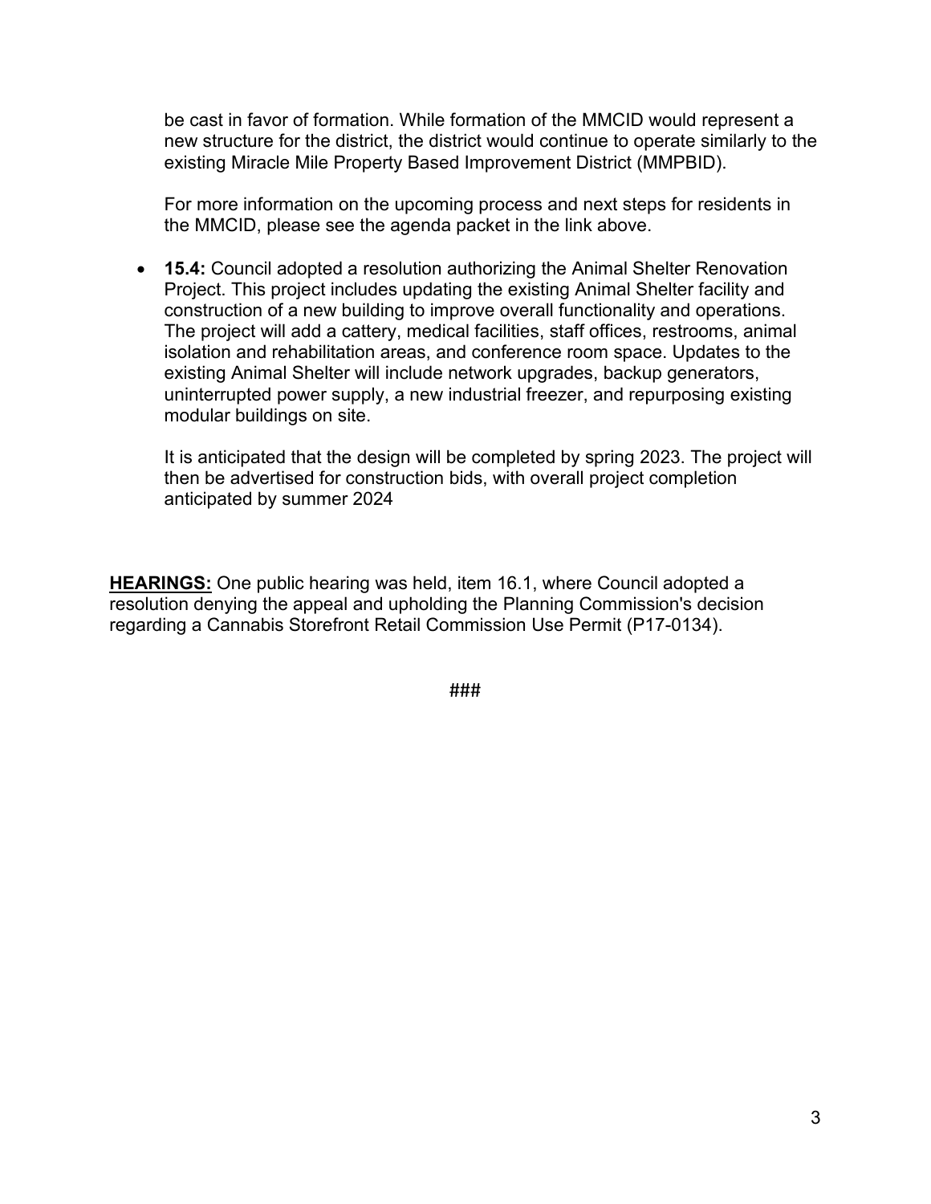be cast in favor of formation. While formation of the MMCID would represent a new structure for the district, the district would continue to operate similarly to the existing Miracle Mile Property Based Improvement District (MMPBID).

For more information on the upcoming process and next steps for residents in the MMCID, please see the agenda packet in the link above.

- **15.4:** Council adopted a resolution authorizing the Animal Shelter Renovation Project. This project includes updating the existing Animal Shelter facility and construction of a new building to improve overall functionality and operations. The project will add a cattery, medical facilities, staff offices, restrooms, animal isolation and rehabilitation areas, and conference room space. Updates to the existing Animal Shelter will include network upgrades, backup generators, uninterrupted power supply, a new industrial freezer, and repurposing existing modular buildings on site.

  It is anticipated that the design will be completed by spring 2023. The project will then be advertised for construction bids, with overall project completion anticipated by summer 2024

**HEARINGS:** One public hearing was held, item 16.1, where Council adopted a resolution denying the appeal and upholding the Planning Commission's decision regarding a Cannabis Storefront Retail Commission Use Permit (P17-0134).

###